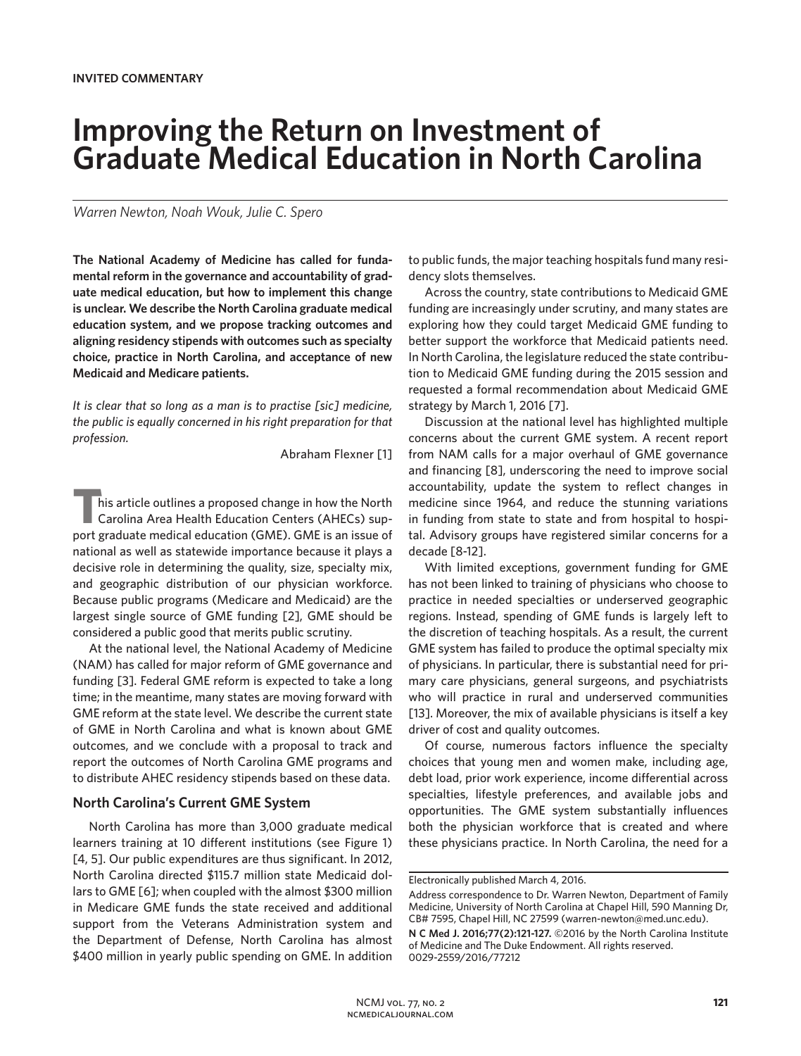**INVITED COMMENTARY**

# Improving the Return on Investment of Graduate Medical Education in North Carolina

*Warren Newton, Noah Wouk, Julie C. Spero*

**The National Academy of Medicine has called for fundamental reform in the governance and accountability of graduate medical education, but how to implement this change is unclear. We describe the North Carolina graduate medical education system, and we propose tracking outcomes and aligning residency stipends with outcomes such as specialty choice, practice in North Carolina, and acceptance of new Medicaid and Medicare patients.**

*It is clear that so long as a man is to practise [sic] medicine, the public is equally concerned in his right preparation for that profession.*

Abraham Flexner [1]

This article outlines a proposed change in how the North Carolina Area Health Education Centers (AHECs) support graduate medical education (GME). GME is an issue of national as well as statewide importance because it plays a decisive role in determining the quality, size, specialty mix, and geographic distribution of our physician workforce. Because public programs (Medicare and Medicaid) are the largest single source of GME funding [2], GME should be considered a public good that merits public scrutiny.

At the national level, the National Academy of Medicine (NAM) has called for major reform of GME governance and funding [3]. Federal GME reform is expected to take a long time; in the meantime, many states are moving forward with GME reform at the state level. We describe the current state of GME in North Carolina and what is known about GME outcomes, and we conclude with a proposal to track and report the outcomes of North Carolina GME programs and to distribute AHEC residency stipends based on these data.

## North Carolina's Current GME System

North Carolina has more than 3,000 graduate medical learners training at 10 different institutions (see Figure 1) [4, 5]. Our public expenditures are thus significant. In 2012, North Carolina directed $115.7 million state Medicaid dollars to GME [6]; when coupled with the almost $300 million in Medicare GME funds the state received and additional support from the Veterans Administration system and the Department of Defense, North Carolina has almost $400 million in yearly public spending on GME. In addition to public funds, the major teaching hospitals fund many residency slots themselves.

Across the country, state contributions to Medicaid GME funding are increasingly under scrutiny, and many states are exploring how they could target Medicaid GME funding to better support the workforce that Medicaid patients need. In North Carolina, the legislature reduced the state contribution to Medicaid GME funding during the 2015 session and requested a formal recommendation about Medicaid GME strategy by March 1, 2016 [7].

Discussion at the national level has highlighted multiple concerns about the current GME system. A recent report from NAM calls for a major overhaul of GME governance and financing [8], underscoring the need to improve social accountability, update the system to reflect changes in medicine since 1964, and reduce the stunning variations in funding from state to state and from hospital to hospital. Advisory groups have registered similar concerns for a decade [8-12].

With limited exceptions, government funding for GME has not been linked to training of physicians who choose to practice in needed specialties or underserved geographic regions. Instead, spending of GME funds is largely left to the discretion of teaching hospitals. As a result, the current GME system has failed to produce the optimal specialty mix of physicians. In particular, there is substantial need for primary care physicians, general surgeons, and psychiatrists who will practice in rural and underserved communities [13]. Moreover, the mix of available physicians is itself a key driver of cost and quality outcomes.

Of course, numerous factors influence the specialty choices that young men and women make, including age, debt load, prior work experience, income differential across specialties, lifestyle preferences, and available jobs and opportunities. The GME system substantially influences both the physician workforce that is created and where these physicians practice. In North Carolina, the need for a

---

Electronically published March 4, 2016.

Address correspondence to Dr. Warren Newton, Department of Family Medicine, University of North Carolina at Chapel Hill, 590 Manning Dr, CB# 7595, Chapel Hill, NC 27599 (warren-newton@med.unc.edu).

**N C Med J. 2016;77(2):121-127.** ©2016 by the North Carolina Institute of Medicine and The Duke Endowment. All rights reserved. 0029-2559/2016/77212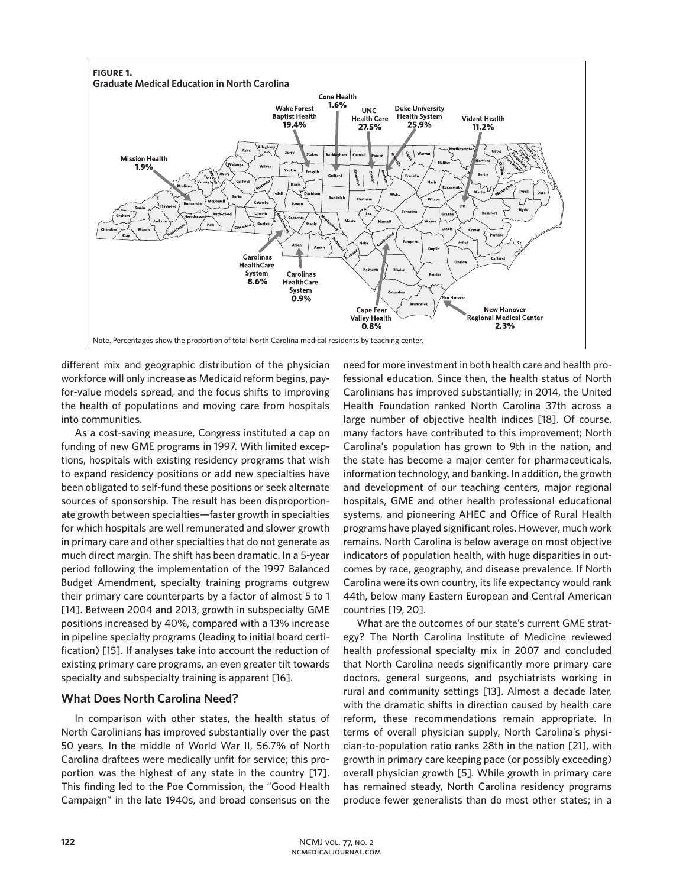**FIGURE 1.**
**Graduate Medical Education in North Carolina**

Mission Health 1.9%; Wake Forest Baptist Health 19.4%; Cone Health 1.6%; UNC Health Care 27.5%; Duke University Health System 25.9%; Vidant Health 11.2%; Carolinas HealthCare System 8.6%; Carolinas HealthCare System 0.9%; Cape Fear Valley Health 0.8%; New Hanover Regional Medical Center 2.3%

Note. Percentages show the proportion of total North Carolina medical residents by teaching center.

different mix and geographic distribution of the physician workforce will only increase as Medicaid reform begins, pay-for-value models spread, and the focus shifts to improving the health of populations and moving care from hospitals into communities.

As a cost-saving measure, Congress instituted a cap on funding of new GME programs in 1997. With limited exceptions, hospitals with existing residency programs that wish to expand residency positions or add new specialties have been obligated to self-fund these positions or seek alternate sources of sponsorship. The result has been disproportionate growth between specialties—faster growth in specialties for which hospitals are well remunerated and slower growth in primary care and other specialties that do not generate as much direct margin. The shift has been dramatic. In a 5-year period following the implementation of the 1997 Balanced Budget Amendment, specialty training programs outgrew their primary care counterparts by a factor of almost 5 to 1 [14]. Between 2004 and 2013, growth in subspecialty GME positions increased by 40%, compared with a 13% increase in pipeline specialty programs (leading to initial board certification) [15]. If analyses take into account the reduction of existing primary care programs, an even greater tilt towards specialty and subspecialty training is apparent [16].

## What Does North Carolina Need?

In comparison with other states, the health status of North Carolinians has improved substantially over the past 50 years. In the middle of World War II, 56.7% of North Carolina draftees were medically unfit for service; this proportion was the highest of any state in the country [17]. This finding led to the Poe Commission, the "Good Health Campaign" in the late 1940s, and broad consensus on the need for more investment in both health care and health professional education. Since then, the health status of North Carolinians has improved substantially; in 2014, the United Health Foundation ranked North Carolina 37th across a large number of objective health indices [18]. Of course, many factors have contributed to this improvement; North Carolina's population has grown to 9th in the nation, and the state has become a major center for pharmaceuticals, information technology, and banking. In addition, the growth and development of our teaching centers, major regional hospitals, GME and other health professional educational systems, and pioneering AHEC and Office of Rural Health programs have played significant roles. However, much work remains. North Carolina is below average on most objective indicators of population health, with huge disparities in outcomes by race, geography, and disease prevalence. If North Carolina were its own country, its life expectancy would rank 44th, below many Eastern European and Central American countries [19, 20].

What are the outcomes of our state's current GME strategy? The North Carolina Institute of Medicine reviewed health professional specialty mix in 2007 and concluded that North Carolina needs significantly more primary care doctors, general surgeons, and psychiatrists working in rural and community settings [13]. Almost a decade later, with the dramatic shifts in direction caused by health care reform, these recommendations remain appropriate. In terms of overall physician supply, North Carolina's physician-to-population ratio ranks 28th in the nation [21], with growth in primary care keeping pace (or possibly exceeding) overall physician growth [5]. While growth in primary care has remained steady, North Carolina residency programs produce fewer generalists than do most other states; in a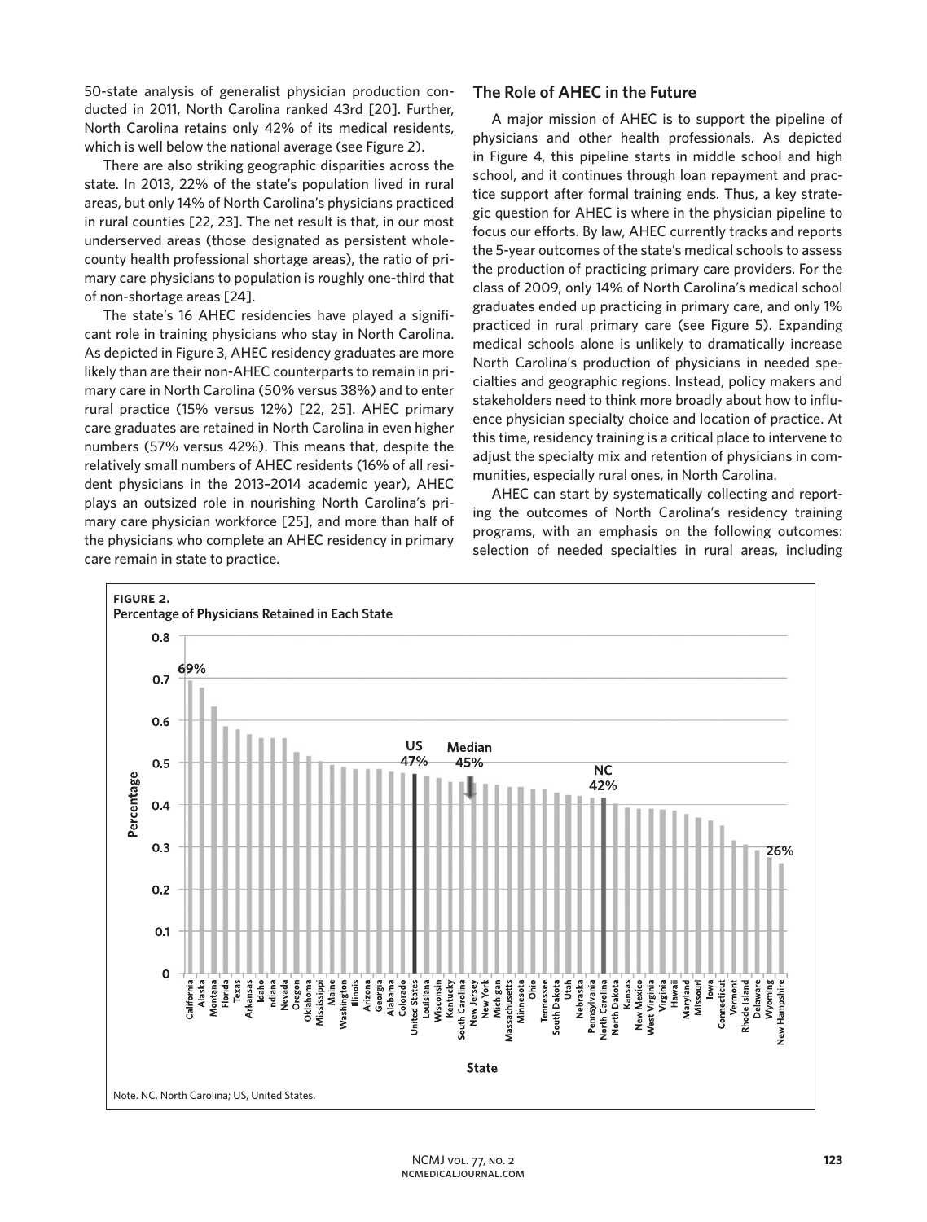50-state analysis of generalist physician production conducted in 2011, North Carolina ranked 43rd [20]. Further, North Carolina retains only 42% of its medical residents, which is well below the national average (see Figure 2).

There are also striking geographic disparities across the state. In 2013, 22% of the state's population lived in rural areas, but only 14% of North Carolina's physicians practiced in rural counties [22, 23]. The net result is that, in our most underserved areas (those designated as persistent whole-county health professional shortage areas), the ratio of primary care physicians to population is roughly one-third that of non-shortage areas [24].

The state's 16 AHEC residencies have played a significant role in training physicians who stay in North Carolina. As depicted in Figure 3, AHEC residency graduates are more likely than are their non-AHEC counterparts to remain in primary care in North Carolina (50% versus 38%) and to enter rural practice (15% versus 12%) [22, 25]. AHEC primary care graduates are retained in North Carolina in even higher numbers (57% versus 42%). This means that, despite the relatively small numbers of AHEC residents (16% of all resident physicians in the 2013–2014 academic year), AHEC plays an outsized role in nourishing North Carolina's primary care physician workforce [25], and more than half of the physicians who complete an AHEC residency in primary care remain in state to practice.

## The Role of AHEC in the Future

A major mission of AHEC is to support the pipeline of physicians and other health professionals. As depicted in Figure 4, this pipeline starts in middle school and high school, and it continues through loan repayment and practice support after formal training ends. Thus, a key strategic question for AHEC is where in the physician pipeline to focus our efforts. By law, AHEC currently tracks and reports the 5-year outcomes of the state's medical schools to assess the production of practicing primary care providers. For the class of 2009, only 14% of North Carolina's medical school graduates ended up practicing in primary care, and only 1% practiced in rural primary care (see Figure 5). Expanding medical schools alone is unlikely to dramatically increase North Carolina's production of physicians in needed specialties and geographic regions. Instead, policy makers and stakeholders need to think more broadly about how to influence physician specialty choice and location of practice. At this time, residency training is a critical place to intervene to adjust the specialty mix and retention of physicians in communities, especially rural ones, in North Carolina.

AHEC can start by systematically collecting and reporting the outcomes of North Carolina's residency training programs, with an emphasis on the following outcomes: selection of needed specialties in rural areas, including

**FIGURE 2.**
**Percentage of Physicians Retained in Each State**

[Bar chart: Percentage (0–0.8) by State, from California (69%) to New Hampshire (26%); US 47%, Median 45%, NC 42%. States in order: California, Alaska, Montana, Florida, Texas, Arkansas, Idaho, Indiana, Nevada, Oregon, Oklahoma, Mississippi, Maine, Washington, Illinois, Arizona, Georgia, Alabama, Colorado, United States, Louisiana, Wisconsin, Kentucky, South Carolina, New Jersey, New York, Michigan, Massachusetts, Minnesota, Ohio, Tennessee, South Dakota, Utah, Nebraska, Pennsylvania, North Carolina, North Dakota, Kansas, New Mexico, West Virginia, Virginia, Hawaii, Maryland, Missouri, Iowa, Connecticut, Vermont, Rhode Island, Delaware, Wyoming, New Hampshire]

Note. NC, North Carolina; US, United States.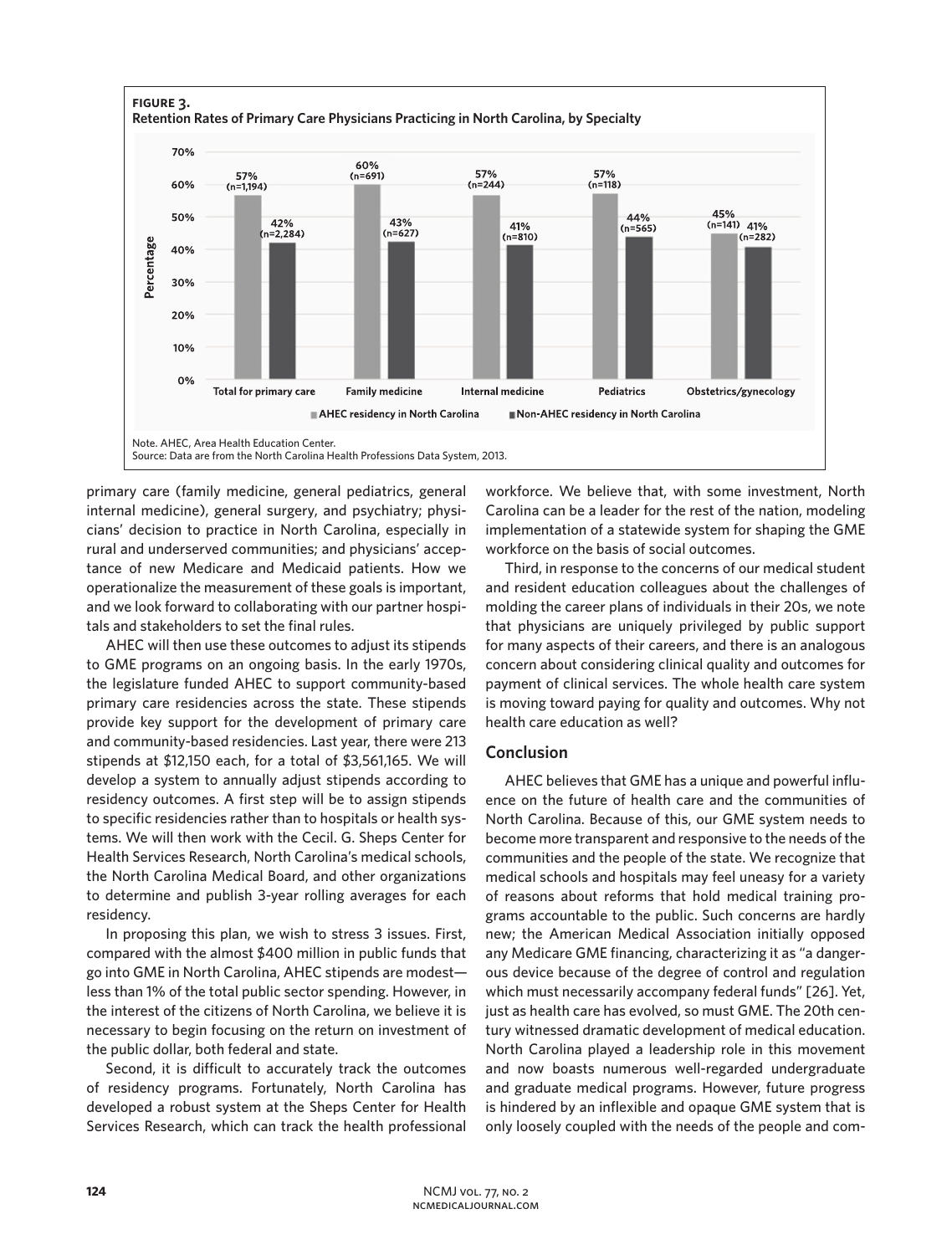**FIGURE 3.**
**Retention Rates of Primary Care Physicians Practicing in North Carolina, by Specialty**

70%
60%
50%
40%
30%
20%
10%
0%

Percentage

57% (n=1,194)
42% (n=2,284)
60% (n=691)
43% (n=627)
57% (n=244)
41% (n=810)
57% (n=118)
44% (n=565)
45% (n=141)
41% (n=282)

Total for primary care
Family medicine
Internal medicine
Pediatrics
Obstetrics/gynecology

AHEC residency in North Carolina
Non-AHEC residency in North Carolina

Note. AHEC, Area Health Education Center.
Source: Data are from the North Carolina Health Professions Data System, 2013.

primary care (family medicine, general pediatrics, general internal medicine), general surgery, and psychiatry; physicians' decision to practice in North Carolina, especially in rural and underserved communities; and physicians' acceptance of new Medicare and Medicaid patients. How we operationalize the measurement of these goals is important, and we look forward to collaborating with our partner hospitals and stakeholders to set the final rules.

AHEC will then use these outcomes to adjust its stipends to GME programs on an ongoing basis. In the early 1970s, the legislature funded AHEC to support community-based primary care residencies across the state. These stipends provide key support for the development of primary care and community-based residencies. Last year, there were 213 stipends at $12,150 each, for a total of $3,561,165. We will develop a system to annually adjust stipends according to residency outcomes. A first step will be to assign stipends to specific residencies rather than to hospitals or health systems. We will then work with the Cecil. G. Sheps Center for Health Services Research, North Carolina's medical schools, the North Carolina Medical Board, and other organizations to determine and publish 3-year rolling averages for each residency.

In proposing this plan, we wish to stress 3 issues. First, compared with the almost $400 million in public funds that go into GME in North Carolina, AHEC stipends are modest—less than 1% of the total public sector spending. However, in the interest of the citizens of North Carolina, we believe it is necessary to begin focusing on the return on investment of the public dollar, both federal and state.

Second, it is difficult to accurately track the outcomes of residency programs. Fortunately, North Carolina has developed a robust system at the Sheps Center for Health Services Research, which can track the health professional workforce. We believe that, with some investment, North Carolina can be a leader for the rest of the nation, modeling implementation of a statewide system for shaping the GME workforce on the basis of social outcomes.

Third, in response to the concerns of our medical student and resident education colleagues about the challenges of molding the career plans of individuals in their 20s, we note that physicians are uniquely privileged by public support for many aspects of their careers, and there is an analogous concern about considering clinical quality and outcomes for payment of clinical services. The whole health care system is moving toward paying for quality and outcomes. Why not health care education as well?

## Conclusion

AHEC believes that GME has a unique and powerful influence on the future of health care and the communities of North Carolina. Because of this, our GME system needs to become more transparent and responsive to the needs of the communities and the people of the state. We recognize that medical schools and hospitals may feel uneasy for a variety of reasons about reforms that hold medical training programs accountable to the public. Such concerns are hardly new; the American Medical Association initially opposed any Medicare GME financing, characterizing it as "a dangerous device because of the degree of control and regulation which must necessarily accompany federal funds" [26]. Yet, just as health care has evolved, so must GME. The 20th century witnessed dramatic development of medical education. North Carolina played a leadership role in this movement and now boasts numerous well-regarded undergraduate and graduate medical programs. However, future progress is hindered by an inflexible and opaque GME system that is only loosely coupled with the needs of the people and com-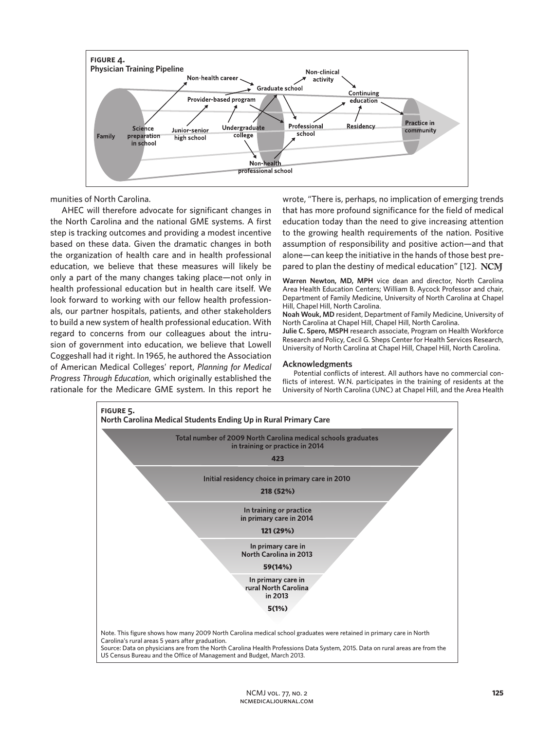**FIGURE 4.**
**Physician Training Pipeline**

Family → Science preparation in school → Junior-senior high school → Undergraduate college → Professional school → Residency → Practice in community

Non-health career; Provider-based program; Graduate school; Non-clinical activity; Continuing education; Non-health professional school

munities of North Carolina.

AHEC will therefore advocate for significant changes in the North Carolina and the national GME systems. A first step is tracking outcomes and providing a modest incentive based on these data. Given the dramatic changes in both the organization of health care and in health professional education, we believe that these measures will likely be only a part of the many changes taking place—not only in health professional education but in health care itself. We look forward to working with our fellow health professionals, our partner hospitals, patients, and other stakeholders to build a new system of health professional education. With regard to concerns from our colleagues about the intrusion of government into education, we believe that Lowell Coggeshall had it right. In 1965, he authored the Association of American Medical Colleges' report, *Planning for Medical Progress Through Education*, which originally established the rationale for the Medicare GME system. In this report he wrote, "There is, perhaps, no implication of emerging trends that has more profound significance for the field of medical education today than the need to give increasing attention to the growing health requirements of the nation. Positive assumption of responsibility and positive action—and that alone—can keep the initiative in the hands of those best prepared to plan the destiny of medical education" [12]. **NCMJ**

**Warren Newton, MD, MPH** vice dean and director, North Carolina Area Health Education Centers; William B. Aycock Professor and chair, Department of Family Medicine, University of North Carolina at Chapel Hill, Chapel Hill, North Carolina.
**Noah Wouk, MD** resident, Department of Family Medicine, University of North Carolina at Chapel Hill, Chapel Hill, North Carolina.
**Julie C. Spero, MSPH** research associate, Program on Health Workforce Research and Policy, Cecil G. Sheps Center for Health Services Research, University of North Carolina at Chapel Hill, Chapel Hill, North Carolina.

### Acknowledgments

Potential conflicts of interest. All authors have no commercial conflicts of interest. W.N. participates in the training of residents at the University of North Carolina (UNC) at Chapel Hill, and the Area Health

**FIGURE 5.**
**North Carolina Medical Students Ending Up in Rural Primary Care**

| Stage | Number |
| --- | --- |
| Total number of 2009 North Carolina medical schools graduates in training or practice in 2014 | 423 |
| Initial residency choice in primary care in 2010 | 218 (52%) |
| In training or practice in primary care in 2014 | 121 (29%) |
| In primary care in North Carolina in 2013 | 59(14%) |
| In primary care in rural North Carolina in 2013 | 5(1%) |

Note. This figure shows how many 2009 North Carolina medical school graduates were retained in primary care in North Carolina's rural areas 5 years after graduation.
Source: Data on physicians are from the North Carolina Health Professions Data System, 2015. Data on rural areas are from the US Census Bureau and the Office of Management and Budget, March 2013.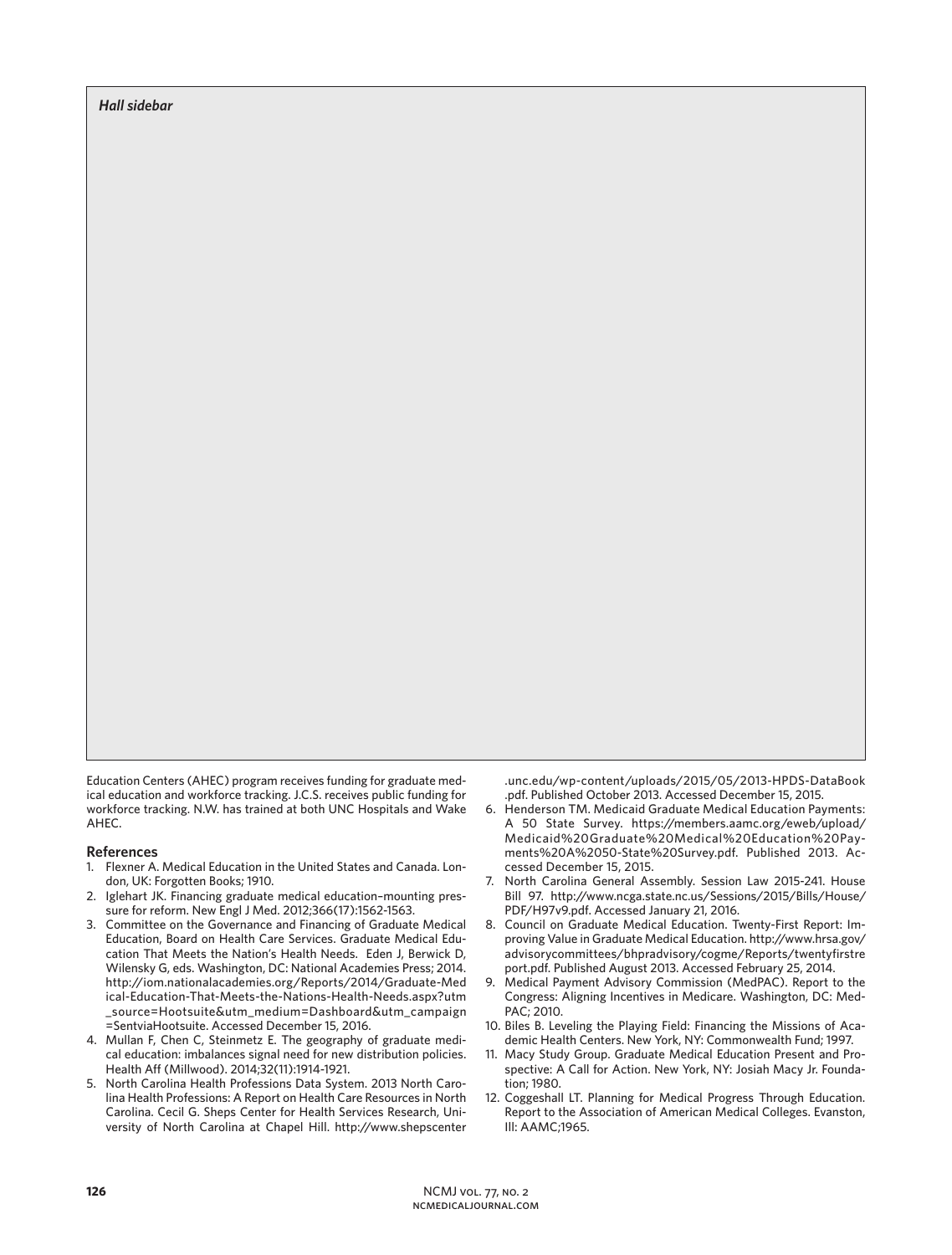*Hall sidebar*

Education Centers (AHEC) program receives funding for graduate medical education and workforce tracking. J.C.S. receives public funding for workforce tracking. N.W. has trained at both UNC Hospitals and Wake AHEC.

## References

1. Flexner A. Medical Education in the United States and Canada. London, UK: Forgotten Books; 1910.
2. Iglehart JK. Financing graduate medical education–mounting pressure for reform. New Engl J Med. 2012;366(17):1562-1563.
3. Committee on the Governance and Financing of Graduate Medical Education, Board on Health Care Services. Graduate Medical Education That Meets the Nation's Health Needs. Eden J, Berwick D, Wilensky G, eds. Washington, DC: National Academies Press; 2014. http://iom.nationalacademies.org/Reports/2014/Graduate-Medical-Education-That-Meets-the-Nations-Health-Needs.aspx?utm_source=Hootsuite&utm_medium=Dashboard&utm_campaign=SentviaHootsuite. Accessed December 15, 2016.
4. Mullan F, Chen C, Steinmetz E. The geography of graduate medical education: imbalances signal need for new distribution policies. Health Aff (Millwood). 2014;32(11):1914-1921.
5. North Carolina Health Professions Data System. 2013 North Carolina Health Professions: A Report on Health Care Resources in North Carolina. Cecil G. Sheps Center for Health Services Research, University of North Carolina at Chapel Hill. http://www.shepscenter.unc.edu/wp-content/uploads/2015/05/2013-HPDS-DataBook.pdf. Published October 2013. Accessed December 15, 2015.
6. Henderson TM. Medicaid Graduate Medical Education Payments: A 50 State Survey. https://members.aamc.org/eweb/upload/Medicaid%20Graduate%20Medical%20Education%20Payments%20A%2050-State%20Survey.pdf. Published 2013. Accessed December 15, 2015.
7. North Carolina General Assembly. Session Law 2015-241. House Bill 97. http://www.ncga.state.nc.us/Sessions/2015/Bills/House/PDF/H97v9.pdf. Accessed January 21, 2016.
8. Council on Graduate Medical Education. Twenty-First Report: Improving Value in Graduate Medical Education. http://www.hrsa.gov/advisorycommittees/bhpradvisory/cogme/Reports/twentyfirstreport.pdf. Published August 2013. Accessed February 25, 2014.
9. Medical Payment Advisory Commission (MedPAC). Report to the Congress: Aligning Incentives in Medicare. Washington, DC: MedPAC; 2010.
10. Biles B. Leveling the Playing Field: Financing the Missions of Academic Health Centers. New York, NY: Commonwealth Fund; 1997.
11. Macy Study Group. Graduate Medical Education Present and Prospective: A Call for Action. New York, NY: Josiah Macy Jr. Foundation; 1980.
12. Coggeshall LT. Planning for Medical Progress Through Education. Report to the Association of American Medical Colleges. Evanston, Ill: AAMC;1965.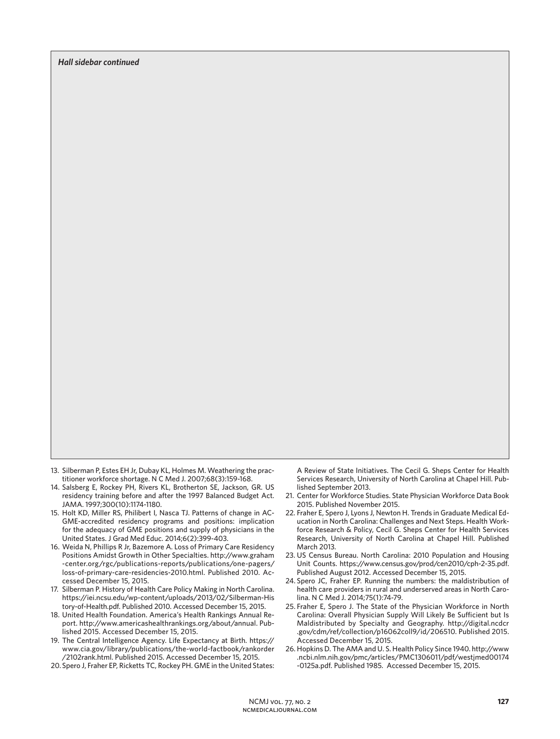*Hall sidebar continued*

13. Silberman P, Estes EH Jr, Dubay KL, Holmes M. Weathering the practitioner workforce shortage. N C Med J. 2007;68(3):159-168.
14. Salsberg E, Rockey PH, Rivers KL, Brotherton SE, Jackson, GR. US residency training before and after the 1997 Balanced Budget Act. JAMA. 1997;300(10):1174-1180.
15. Holt KD, Miller RS, Philibert I, Nasca TJ. Patterns of change in ACGME-accredited residency programs and positions: implication for the adequacy of GME positions and supply of physicians in the United States. J Grad Med Educ. 2014;6(2):399-403.
16. Weida N, Phillips R Jr, Bazemore A. Loss of Primary Care Residency Positions Amidst Growth in Other Specialties. http://www.graham-center.org/rgc/publications-reports/publications/one-pagers/loss-of-primary-care-residencies-2010.html. Published 2010. Accessed December 15, 2015.
17. Silberman P. History of Health Care Policy Making in North Carolina. https://iei.ncsu.edu/wp-content/uploads/2013/02/Silberman-History-of-Health.pdf. Published 2010. Accessed December 15, 2015.
18. United Health Foundation. America's Health Rankings Annual Report. http://www.americashealthrankings.org/about/annual. Published 2015. Accessed December 15, 2015.
19. The Central Intelligence Agency. Life Expectancy at Birth. https://www.cia.gov/library/publications/the-world-factbook/rankorder/2102rank.html. Published 2015. Accessed December 15, 2015.
20. Spero J, Fraher EP, Ricketts TC, Rockey PH. GME in the United States: A Review of State Initiatives. The Cecil G. Sheps Center for Health Services Research, University of North Carolina at Chapel Hill. Published September 2013.
21. Center for Workforce Studies. State Physician Workforce Data Book 2015. Published November 2015.
22. Fraher E, Spero J, Lyons J, Newton H. Trends in Graduate Medical Education in North Carolina: Challenges and Next Steps. Health Workforce Research & Policy, Cecil G. Sheps Center for Health Services Research, University of North Carolina at Chapel Hill. Published March 2013.
23. US Census Bureau. North Carolina: 2010 Population and Housing Unit Counts. https://www.census.gov/prod/cen2010/cph-2-35.pdf. Published August 2012. Accessed December 15, 2015.
24. Spero JC, Fraher EP. Running the numbers: the maldistribution of health care providers in rural and underserved areas in North Carolina. N C Med J. 2014;75(1):74-79.
25. Fraher E, Spero J. The State of the Physician Workforce in North Carolina: Overall Physician Supply Will Likely Be Sufficient but Is Maldistributed by Specialty and Geography. http://digital.ncdcr.gov/cdm/ref/collection/p16062coll9/id/206510. Published 2015. Accessed December 15, 2015.
26. Hopkins D. The AMA and U. S. Health Policy Since 1940. http://www.ncbi.nlm.nih.gov/pmc/articles/PMC1306011/pdf/westjmed00174-0125a.pdf. Published 1985. Accessed December 15, 2015.